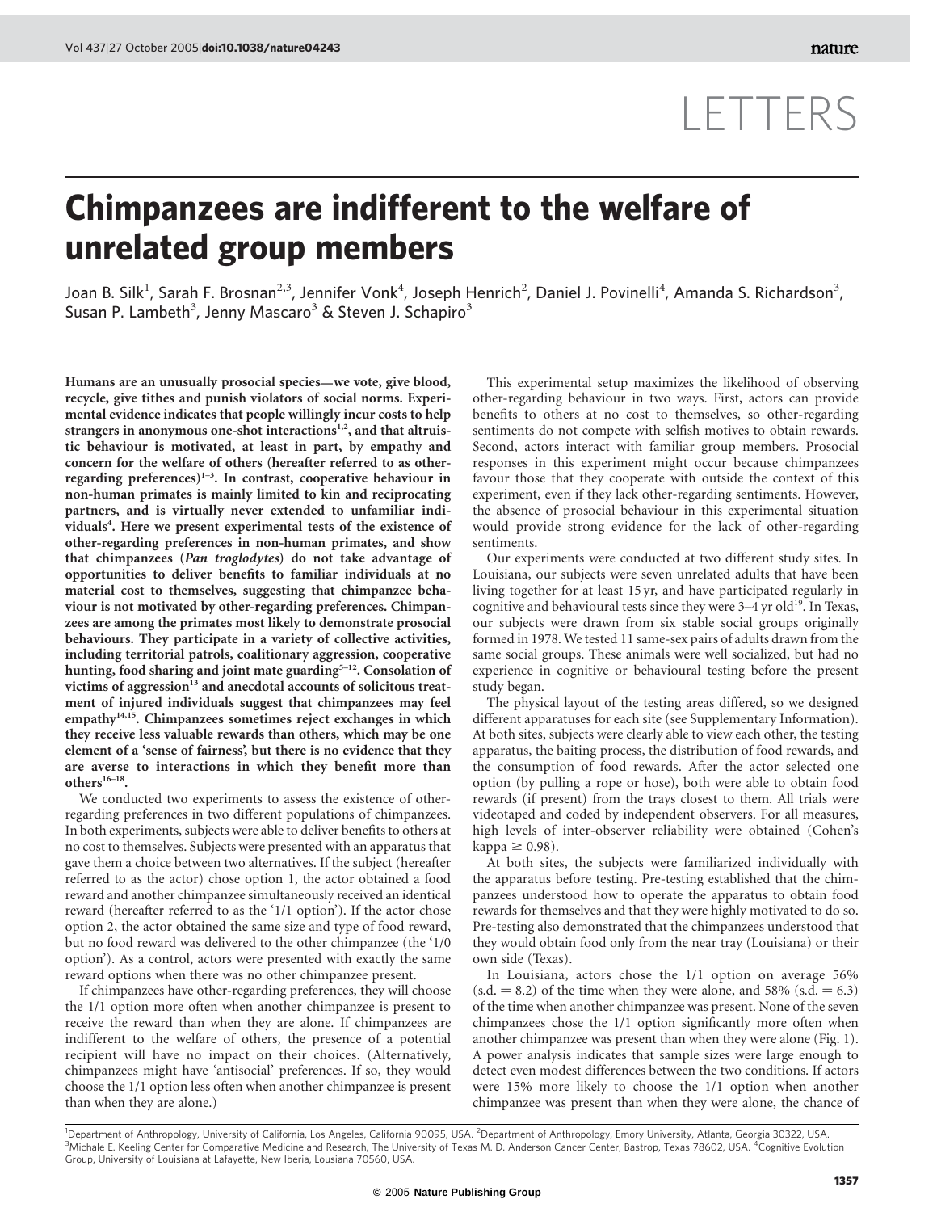# LETTERS

# Chimpanzees are indifferent to the welfare of unrelated group members

Joan B. Silk[1], Sarah F. Brosnan[2,3], Jennifer Vonk[4], Joseph Henrich[2], Daniel J. Povinelli[4], Amanda S. Richardson[3], Susan P. Lambeth[3], Jenny Mascaro[3] & Steven J. Schapiro[3]

**Humans are an unusually prosocial species—we vote, give blood, recycle, give tithes and punish violators of social norms. Experimental evidence indicates that people willingly incur costs to help strangers in anonymous one-shot interactions[1,2], and that altruistic behaviour is motivated, at least in part, by empathy and concern for the welfare of others (hereafter referred to as other-regarding preferences)[1–3]. In contrast, cooperative behaviour in non-human primates is mainly limited to kin and reciprocating partners, and is virtually never extended to unfamiliar individuals[4]. Here we present experimental tests of the existence of other-regarding preferences in non-human primates, and show that chimpanzees (*Pan troglodytes*) do not take advantage of opportunities to deliver benefits to familiar individuals at no material cost to themselves, suggesting that chimpanzee behaviour is not motivated by other-regarding preferences. Chimpanzees are among the primates most likely to demonstrate prosocial behaviours. They participate in a variety of collective activities, including territorial patrols, coalitionary aggression, cooperative hunting, food sharing and joint mate guarding[5–12]. Consolation of victims of aggression[13] and anecdotal accounts of solicitous treatment of injured individuals suggest that chimpanzees may feel empathy[14,15]. Chimpanzees sometimes reject exchanges in which they receive less valuable rewards than others, which may be one element of a 'sense of fairness', but there is no evidence that they are averse to interactions in which they benefit more than others[16–18].**

We conducted two experiments to assess the existence of other-regarding preferences in two different populations of chimpanzees. In both experiments, subjects were able to deliver benefits to others at no cost to themselves. Subjects were presented with an apparatus that gave them a choice between two alternatives. If the subject (hereafter referred to as the actor) chose option 1, the actor obtained a food reward and another chimpanzee simultaneously received an identical reward (hereafter referred to as the '1/1 option'). If the actor chose option 2, the actor obtained the same size and type of food reward, but no food reward was delivered to the other chimpanzee (the '1/0 option'). As a control, actors were presented with exactly the same reward options when there was no other chimpanzee present.

If chimpanzees have other-regarding preferences, they will choose the 1/1 option more often when another chimpanzee is present to receive the reward than when they are alone. If chimpanzees are indifferent to the welfare of others, the presence of a potential recipient will have no impact on their choices. (Alternatively, chimpanzees might have 'antisocial' preferences. If so, they would choose the 1/1 option less often when another chimpanzee is present than when they are alone.)

This experimental setup maximizes the likelihood of observing other-regarding behaviour in two ways. First, actors can provide benefits to others at no cost to themselves, so other-regarding sentiments do not compete with selfish motives to obtain rewards. Second, actors interact with familiar group members. Prosocial responses in this experiment might occur because chimpanzees favour those that they cooperate with outside the context of this experiment, even if they lack other-regarding sentiments. However, the absence of prosocial behaviour in this experimental situation would provide strong evidence for the lack of other-regarding sentiments.

Our experiments were conducted at two different study sites. In Louisiana, our subjects were seven unrelated adults that have been living together for at least 15 yr, and have participated regularly in cognitive and behavioural tests since they were 3–4 yr old[19]. In Texas, our subjects were drawn from six stable social groups originally formed in 1978. We tested 11 same-sex pairs of adults drawn from the same social groups. These animals were well socialized, but had no experience in cognitive or behavioural testing before the present study began.

The physical layout of the testing areas differed, so we designed different apparatuses for each site (see Supplementary Information). At both sites, subjects were clearly able to view each other, the testing apparatus, the baiting process, the distribution of food rewards, and the consumption of food rewards. After the actor selected one option (by pulling a rope or hose), both were able to obtain food rewards (if present) from the trays closest to them. All trials were videotaped and coded by independent observers. For all measures, high levels of inter-observer reliability were obtained (Cohen's kappa $\geq 0.98$).

At both sites, the subjects were familiarized individually with the apparatus before testing. Pre-testing established that the chimpanzees understood how to operate the apparatus to obtain food rewards for themselves and that they were highly motivated to do so. Pre-testing also demonstrated that the chimpanzees understood that they would obtain food only from the near tray (Louisiana) or their own side (Texas).

In Louisiana, actors chose the 1/1 option on average 56% (s.d. $= 8.2$) of the time when they were alone, and 58% (s.d. $= 6.3$) of the time when another chimpanzee was present. None of the seven chimpanzees chose the 1/1 option significantly more often when another chimpanzee was present than when they were alone (Fig. 1). A power analysis indicates that sample sizes were large enough to detect even modest differences between the two conditions. If actors were 15% more likely to choose the 1/1 option when another chimpanzee was present than when they were alone, the chance of

[1]Department of Anthropology, University of California, Los Angeles, California 90095, USA. [2]Department of Anthropology, Emory University, Atlanta, Georgia 30322, USA. [3]Michale E. Keeling Center for Comparative Medicine and Research, The University of Texas M. D. Anderson Cancer Center, Bastrop, Texas 78602, USA. [4]Cognitive Evolution Group, University of Louisiana at Lafayette, New Iberia, Lousiana 70560, USA.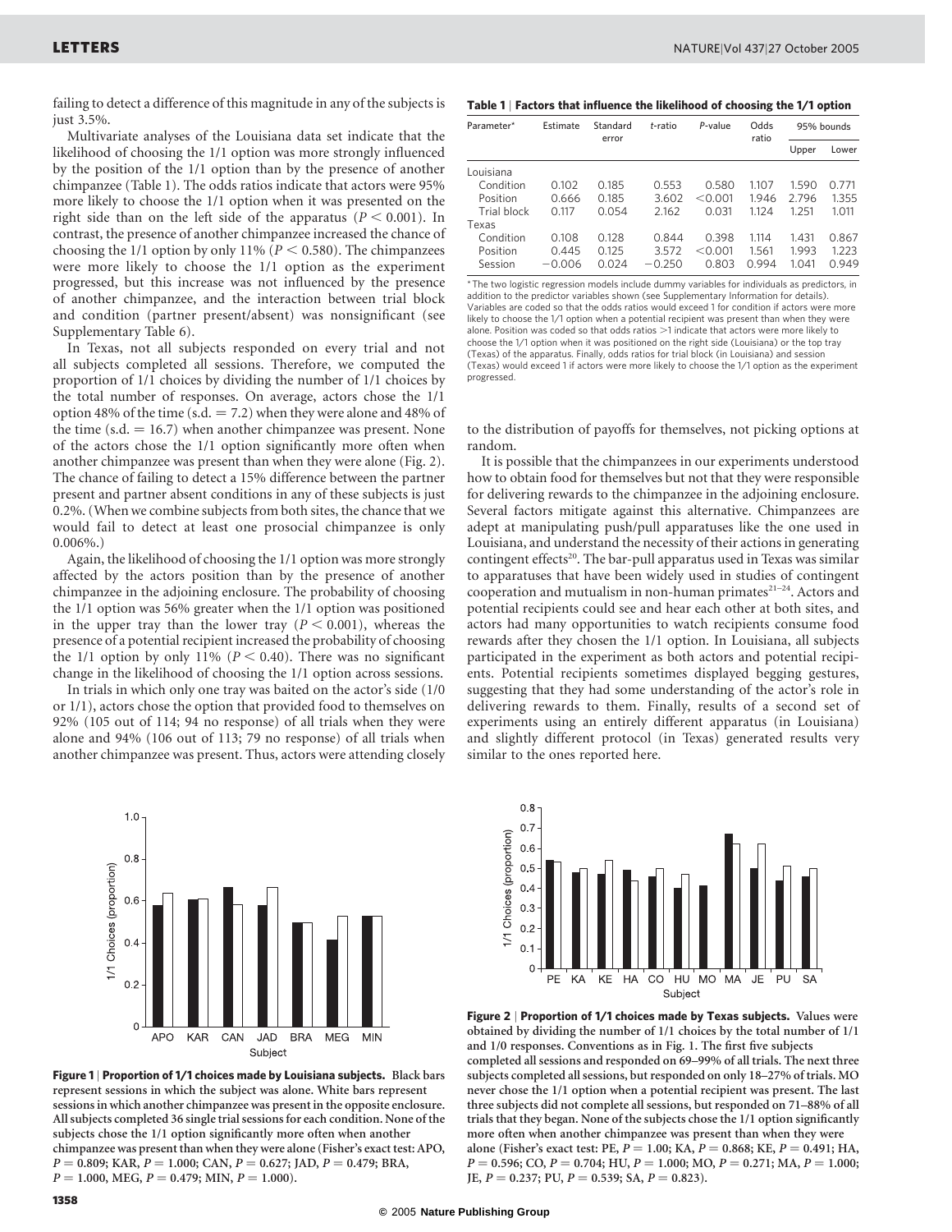failing to detect a difference of this magnitude in any of the subjects is just 3.5%.

Multivariate analyses of the Louisiana data set indicate that the likelihood of choosing the 1/1 option was more strongly influenced by the position of the 1/1 option than by the presence of another chimpanzee (Table 1). The odds ratios indicate that actors were 95% more likely to choose the 1/1 option when it was presented on the right side than on the left side of the apparatus ($P < 0.001$). In contrast, the presence of another chimpanzee increased the chance of choosing the 1/1 option by only 11% ($P < 0.580$). The chimpanzees were more likely to choose the 1/1 option as the experiment progressed, but this increase was not influenced by the presence of another chimpanzee, and the interaction between trial block and condition (partner present/absent) was nonsignificant (see Supplementary Table 6).

In Texas, not all subjects responded on every trial and not all subjects completed all sessions. Therefore, we computed the proportion of 1/1 choices by dividing the number of 1/1 choices by the total number of responses. On average, actors chose the 1/1 option 48% of the time (s.d. = 7.2) when they were alone and 48% of the time (s.d. = 16.7) when another chimpanzee was present. None of the actors chose the 1/1 option significantly more often when another chimpanzee was present than when they were alone (Fig. 2). The chance of failing to detect a 15% difference between the partner present and partner absent conditions in any of these subjects is just 0.2%. (When we combine subjects from both sites, the chance that we would fail to detect at least one prosocial chimpanzee is only 0.006%.)

Again, the likelihood of choosing the 1/1 option was more strongly affected by the actors position than by the presence of another chimpanzee in the adjoining enclosure. The probability of choosing the 1/1 option was 56% greater when the 1/1 option was positioned in the upper tray than the lower tray ($P < 0.001$), whereas the presence of a potential recipient increased the probability of choosing the 1/1 option by only 11% ($P < 0.40$). There was no significant change in the likelihood of choosing the 1/1 option across sessions.

In trials in which only one tray was baited on the actor's side (1/0 or 1/1), actors chose the option that provided food to themselves on 92% (105 out of 114; 94 no response) of all trials when they were alone and 94% (106 out of 113; 79 no response) of all trials when another chimpanzee was present. Thus, actors were attending closely to the distribution of payoffs for themselves, not picking options at random.

It is possible that the chimpanzees in our experiments understood how to obtain food for themselves but not that they were responsible for delivering rewards to the chimpanzee in the adjoining enclosure. Several factors mitigate against this alternative. Chimpanzees are adept at manipulating push/pull apparatuses like the one used in Louisiana, and understand the necessity of their actions in generating contingent effects[20]. The bar-pull apparatus used in Texas was similar to apparatuses that have been widely used in studies of contingent cooperation and mutualism in non-human primates[21–24]. Actors and potential recipients could see and hear each other at both sites, and actors had many opportunities to watch recipients consume food rewards after they chosen the 1/1 option. In Louisiana, all subjects participated in the experiment as both actors and potential recipients. Potential recipients sometimes displayed begging gestures, suggesting that they had some understanding of the actor's role in delivering rewards to them. Finally, results of a second set of experiments using an entirely different apparatus (in Louisiana) and slightly different protocol (in Texas) generated results very similar to the ones reported here.

**Table 1 | Factors that influence the likelihood of choosing the 1/1 option**

| Parameter* | Estimate | Standard error | *t*-ratio | *P*-value | Odds ratio | 95% bounds | |
|---|---|---|---|---|---|---|---|
| | | | | | | Upper | Lower |
| Louisiana | | | | | | | |
| Condition | 0.102 | 0.185 | 0.553 | 0.580 | 1.107 | 1.590 | 0.771 |
| Position | 0.666 | 0.185 | 3.602 | <0.001 | 1.946 | 2.796 | 1.355 |
| Trial block | 0.117 | 0.054 | 2.162 | 0.031 | 1.124 | 1.251 | 1.011 |
| Texas | | | | | | | |
| Condition | 0.108 | 0.128 | 0.844 | 0.398 | 1.114 | 1.431 | 0.867 |
| Position | 0.445 | 0.125 | 3.572 | <0.001 | 1.561 | 1.993 | 1.223 |
| Session | −0.006 | 0.024 | −0.250 | 0.803 | 0.994 | 1.041 | 0.949 |

\* The two logistic regression models include dummy variables for individuals as predictors, in addition to the predictor variables shown (see Supplementary Information for details). Variables are coded so that the odds ratios would exceed 1 for condition if actors were more likely to choose the 1/1 option when a potential recipient was present than when they were alone. Position was coded so that odds ratios >1 indicate that actors were more likely to choose the 1/1 option when it was positioned on the right side (Louisiana) or the top tray (Texas) of the apparatus. Finally, odds ratios for trial block (in Louisiana) and session (Texas) would exceed 1 if actors were more likely to choose the 1/1 option as the experiment progressed.

**Figure 1 | Proportion of 1/1 choices made by Louisiana subjects. Black bars represent sessions in which the subject was alone. White bars represent sessions in which another chimpanzee was present in the opposite enclosure. All subjects completed 36 single trial sessions for each condition. None of the subjects chose the 1/1 option significantly more often when another chimpanzee was present than when they were alone (Fisher's exact test: APO, $P = 0.809$; KAR, $P = 1.000$; CAN, $P = 0.627$; JAD, $P = 0.479$; BRA, $P = 1.000$, MEG, $P = 0.479$; MIN, $P = 1.000$).**

**Figure 2 | Proportion of 1/1 choices made by Texas subjects. Values were obtained by dividing the number of 1/1 choices by the total number of 1/1 and 1/0 responses. Conventions as in Fig. 1. The first five subjects completed all sessions and responded on 69–99% of all trials. The next three subjects completed all sessions, but responded on only 18–27% of trials. MO never chose the 1/1 option when a potential recipient was present. The last three subjects did not complete all sessions, but responded on 71–88% of all trials that they began. None of the subjects chose the 1/1 option significantly more often when another chimpanzee was present than when they were alone (Fisher's exact test: PE, $P = 1.00$; KA, $P = 0.868$; KE, $P = 0.491$; HA, $P = 0.596$; CO, $P = 0.704$; HU, $P = 1.000$; MO, $P = 0.271$; MA, $P = 1.000$; JE, $P = 0.237$; PU, $P = 0.539$; SA, $P = 0.823$).**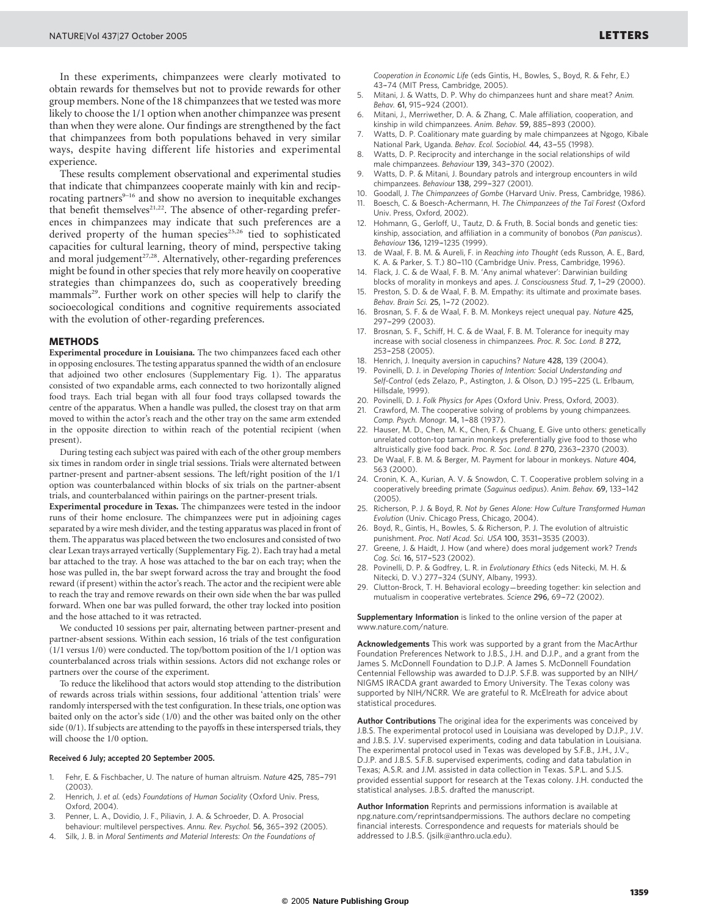In these experiments, chimpanzees were clearly motivated to obtain rewards for themselves but not to provide rewards for other group members. None of the 18 chimpanzees that we tested was more likely to choose the 1/1 option when another chimpanzee was present than when they were alone. Our findings are strengthened by the fact that chimpanzees from both populations behaved in very similar ways, despite having different life histories and experimental experience.

These results complement observational and experimental studies that indicate that chimpanzees cooperate mainly with kin and reciprocating partners[9–16] and show no aversion to inequitable exchanges that benefit themselves[21,22]. The absence of other-regarding preferences in chimpanzees may indicate that such preferences are a derived property of the human species[25,26] tied to sophisticated capacities for cultural learning, theory of mind, perspective taking and moral judgement[27,28]. Alternatively, other-regarding preferences might be found in other species that rely more heavily on cooperative strategies than chimpanzees do, such as cooperatively breeding mammals[29]. Further work on other species will help to clarify the socioecological conditions and cognitive requirements associated with the evolution of other-regarding preferences.

## METHODS

**Experimental procedure in Louisiana.** The two chimpanzees faced each other in opposing enclosures. The testing apparatus spanned the width of an enclosure that adjoined two other enclosures (Supplementary Fig. 1). The apparatus consisted of two expandable arms, each connected to two horizontally aligned food trays. Each trial began with all four food trays collapsed towards the centre of the apparatus. When a handle was pulled, the closest tray on that arm moved to within the actor's reach and the other tray on the same arm extended in the opposite direction to within reach of the potential recipient (when present).

During testing each subject was paired with each of the other group members six times in random order in single trial sessions. Trials were alternated between partner-present and partner-absent sessions. The left/right position of the 1/1 option was counterbalanced within blocks of six trials on the partner-absent trials, and counterbalanced within pairings on the partner-present trials.

**Experimental procedure in Texas.** The chimpanzees were tested in the indoor runs of their home enclosure. The chimpanzees were put in adjoining cages separated by a wire mesh divider, and the testing apparatus was placed in front of them. The apparatus was placed between the two enclosures and consisted of two clear Lexan trays arrayed vertically (Supplementary Fig. 2). Each tray had a metal bar attached to the tray. A hose was attached to the bar on each tray; when the hose was pulled in, the bar swept forward across the tray and brought the food reward (if present) within the actor's reach. The actor and the recipient were able to reach the tray and remove rewards on their own side when the bar was pulled forward. When one bar was pulled forward, the other tray locked into position and the hose attached to it was retracted.

We conducted 10 sessions per pair, alternating between partner-present and partner-absent sessions. Within each session, 16 trials of the test configuration (1/1 versus 1/0) were conducted. The top/bottom position of the 1/1 option was counterbalanced across trials within sessions. Actors did not exchange roles or partners over the course of the experiment.

To reduce the likelihood that actors would stop attending to the distribution of rewards across trials within sessions, four additional 'attention trials' were randomly interspersed with the test configuration. In these trials, one option was baited only on the actor's side (1/0) and the other was baited only on the other side (0/1). If subjects are attending to the payoffs in these interspersed trials, they will choose the 1/0 option.

**Received 6 July; accepted 20 September 2005.**

1. Fehr, E. & Fischbacher, U. The nature of human altruism. *Nature* **425,** 785–791 (2003).
2. Henrich, J. *et al.* (eds) *Foundations of Human Sociality* (Oxford Univ. Press, Oxford, 2004).
3. Penner, L. A., Dovidio, J. F., Piliavin, J. A. & Schroeder, D. A. Prosocial behaviour: multilevel perspectives. *Annu. Rev. Psychol.* **56,** 365–392 (2005).
4. Silk, J. B. in *Moral Sentiments and Material Interests: On the Foundations of Cooperation in Economic Life* (eds Gintis, H., Bowles, S., Boyd, R. & Fehr, E.) 43–74 (MIT Press, Cambridge, 2005).
5. Mitani, J. & Watts, D. P. Why do chimpanzees hunt and share meat? *Anim. Behav.* **61,** 915–924 (2001).
6. Mitani, J., Merriwether, D. A. & Zhang, C. Male affiliation, cooperation, and kinship in wild chimpanzees. *Anim. Behav.* **59,** 885–893 (2000).
7. Watts, D. P. Coalitionary mate guarding by male chimpanzees at Ngogo, Kibale National Park, Uganda. *Behav. Ecol. Sociobiol.* **44,** 43–55 (1998).
8. Watts, D. P. Reciprocity and interchange in the social relationships of wild male chimpanzees. *Behaviour* **139,** 343–370 (2002).
9. Watts, D. P. & Mitani, J. Boundary patrols and intergroup encounters in wild chimpanzees. *Behaviour* **138,** 299–327 (2001).
10. Goodall, J. *The Chimpanzees of Gombe* (Harvard Univ. Press, Cambridge, 1986).
11. Boesch, C. & Boesch-Achermann, H. *The Chimpanzees of the Taï Forest* (Oxford Univ. Press, Oxford, 2002).
12. Hohmann, G., Gerloff, U., Tautz, D. & Fruth, B. Social bonds and genetic ties: kinship, association, and affiliation in a community of bonobos (*Pan paniscus*). *Behaviour* **136,** 1219–1235 (1999).
13. de Waal, F. B. M. & Aureli, F. in *Reaching into Thought* (eds Russon, A. E., Bard, K. A. & Parker, S. T.) 80–110 (Cambridge Univ. Press, Cambridge, 1996).
14. Flack, J. C. & de Waal, F. B. M. 'Any animal whatever': Darwinian building blocks of morality in monkeys and apes. *J. Consciousness Stud.* **7,** 1–29 (2000).
15. Preston, S. D. & de Waal, F. B. M. Empathy: its ultimate and proximate bases. *Behav. Brain Sci.* **25,** 1–72 (2002).
16. Brosnan, S. F. & de Waal, F. B. M. Monkeys reject unequal pay. *Nature* **425,** 297–299 (2003).
17. Brosnan, S. F., Schiff, H. C. & de Waal, F. B. M. Tolerance for inequity may increase with social closeness in chimpanzees. *Proc. R. Soc. Lond. B* **272,** 253–258 (2005).
18. Henrich, J. Inequity aversion in capuchins? *Nature* **428,** 139 (2004).
19. Povinelli, D. J. in *Developing Thories of Intention: Social Understanding and Self-Control* (eds Zelazo, P., Astington, J. & Olson, D.) 195–225 (L. Erlbaum, Hillsdale, 1999).
20. Povinelli, D. J. *Folk Physics for Apes* (Oxford Univ. Press, Oxford, 2003).
21. Crawford, M. The cooperative solving of problems by young chimpanzees. *Comp. Psych. Monogr.* **14,** 1–88 (1937).
22. Hauser, M. D., Chen, M. K., Chen, F. & Chuang, E. Give unto others: genetically unrelated cotton-top tamarin monkeys preferentially give food to those who altruistically give food back. *Proc. R. Soc. Lond. B* **270,** 2363–2370 (2003).
23. De Waal, F. B. M. & Berger, M. Payment for labour in monkeys. *Nature* **404,** 563 (2000).
24. Cronin, K. A., Kurian, A. V. & Snowdon, C. T. Cooperative problem solving in a cooperatively breeding primate (*Saguinus oedipus*). *Anim. Behav.* **69,** 133–142 (2005).
25. Richerson, P. J. & Boyd, R. *Not by Genes Alone: How Culture Transformed Human Evolution* (Univ. Chicago Press, Chicago, 2004).
26. Boyd, R., Gintis, H., Bowles, S. & Richerson, P. J. The evolution of altruistic punishment. *Proc. Natl Acad. Sci. USA* **100,** 3531–3535 (2003).
27. Greene, J. & Haidt, J. How (and where) does moral judgement work? *Trends Cog. Sci.* **16,** 517–523 (2002).
28. Povinelli, D. P. & Godfrey, L. R. in *Evolutionary Ethics* (eds Nitecki, M. H. & Nitecki, D. V.) 277–324 (SUNY, Albany, 1993).
29. Clutton-Brock, T. H. Behavioral ecology—breeding together: kin selection and mutualism in cooperative vertebrates. *Science* **296,** 69–72 (2002).

**Supplementary Information** is linked to the online version of the paper at www.nature.com/nature.

**Acknowledgements** This work was supported by a grant from the MacArthur Foundation Preferences Network to J.B.S., J.H. and D.J.P., and a grant from the James S. McDonnell Foundation to D.J.P. A James S. McDonnell Foundation Centennial Fellowship was awarded to D.J.P. S.F.B. was supported by an NIH/NIGMS IRACDA grant awarded to Emory University. The Texas colony was supported by NIH/NCRR. We are grateful to R. McElreath for advice about statistical procedures.

**Author Contributions** The original idea for the experiments was conceived by J.B.S. The experimental protocol used in Louisiana was developed by D.J.P., J.V. and J.B.S. J.V. supervised experiments, coding and data tabulation in Louisiana. The experimental protocol used in Texas was developed by S.F.B., J.H., J.V., D.J.P. and J.B.S. S.F.B. supervised experiments, coding and data tabulation in Texas; A.S.R. and J.M. assisted in data collection in Texas. S.P.L. and S.J.S. provided essential support for research at the Texas colony. J.H. conducted the statistical analyses. J.B.S. drafted the manuscript.

**Author Information** Reprints and permissions information is available at npg.nature.com/reprintsandpermissions. The authors declare no competing financial interests. Correspondence and requests for materials should be addressed to J.B.S. (jsilk@anthro.ucla.edu).